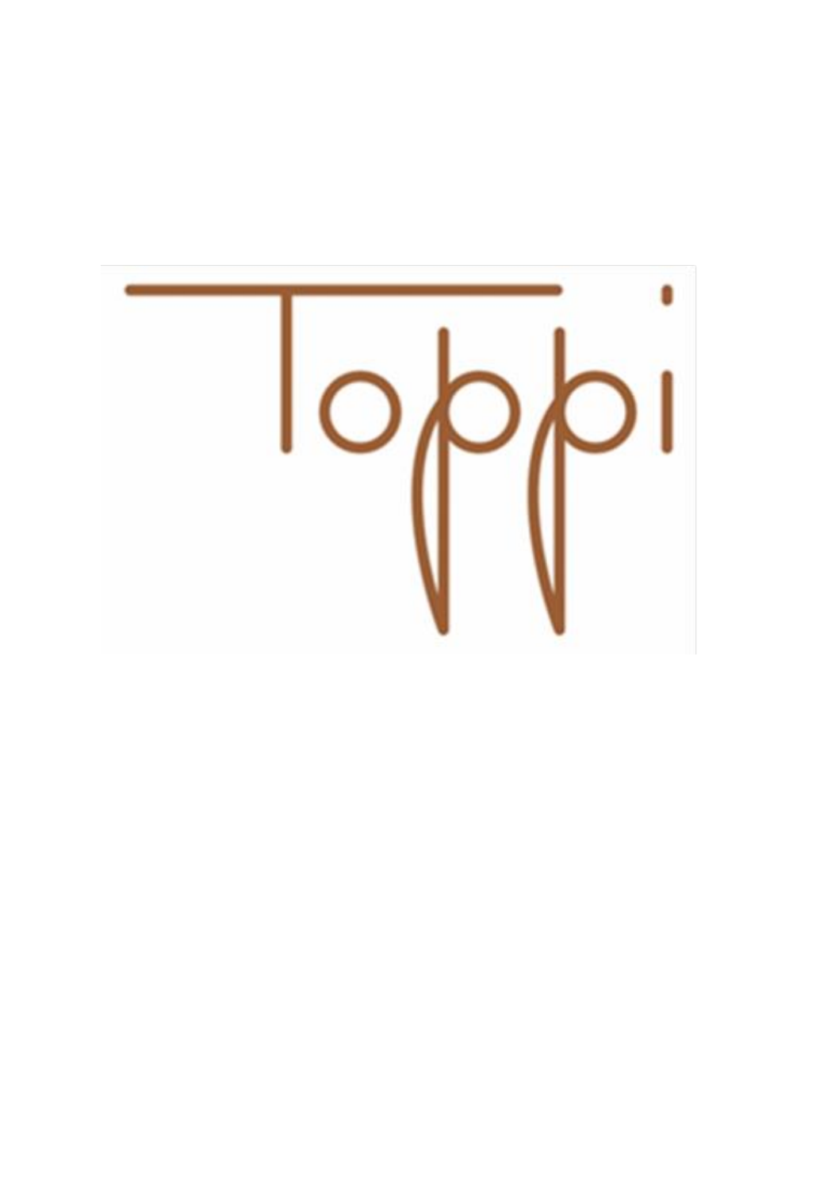Toppi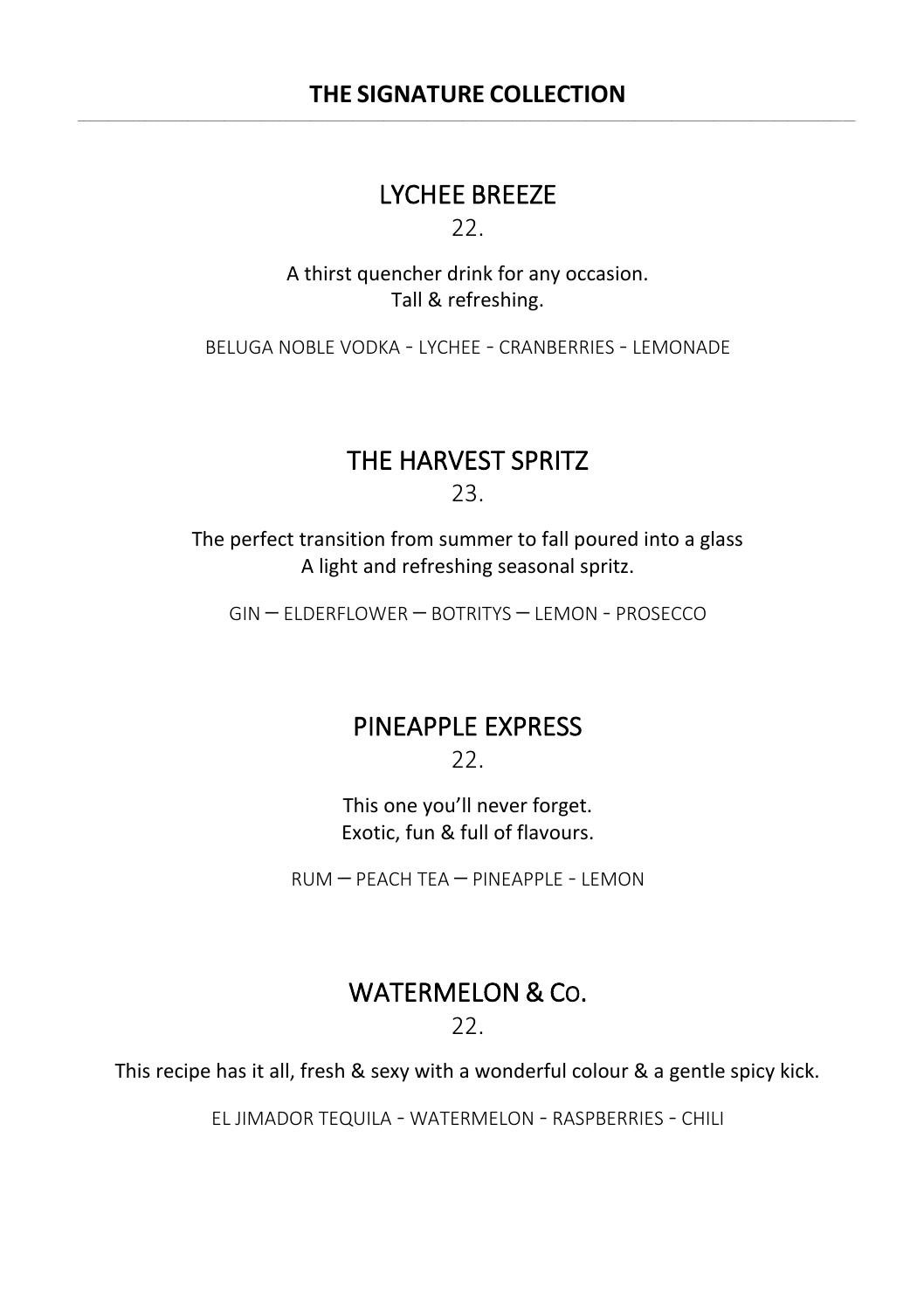# THE SIGNATURE COLLECTION

## LYCHEE BREEZE

22.

A thirst quencher drink for any occasion.
Tall & refreshing.

BELUGA NOBLE VODKA - LYCHEE - CRANBERRIES - LEMONADE

## THE HARVEST SPRITZ

23.

The perfect transition from summer to fall poured into a glass
A light and refreshing seasonal spritz.

GIN – ELDERFLOWER – BOTRITYS – LEMON - PROSECCO

## PINEAPPLE EXPRESS

22.

This one you'll never forget.
Exotic, fun & full of flavours.

RUM – PEACH TEA – PINEAPPLE - LEMON

## WATERMELON & Co.

22.

This recipe has it all, fresh & sexy with a wonderful colour & a gentle spicy kick.

EL JIMADOR TEQUILA - WATERMELON - RASPBERRIES - CHILI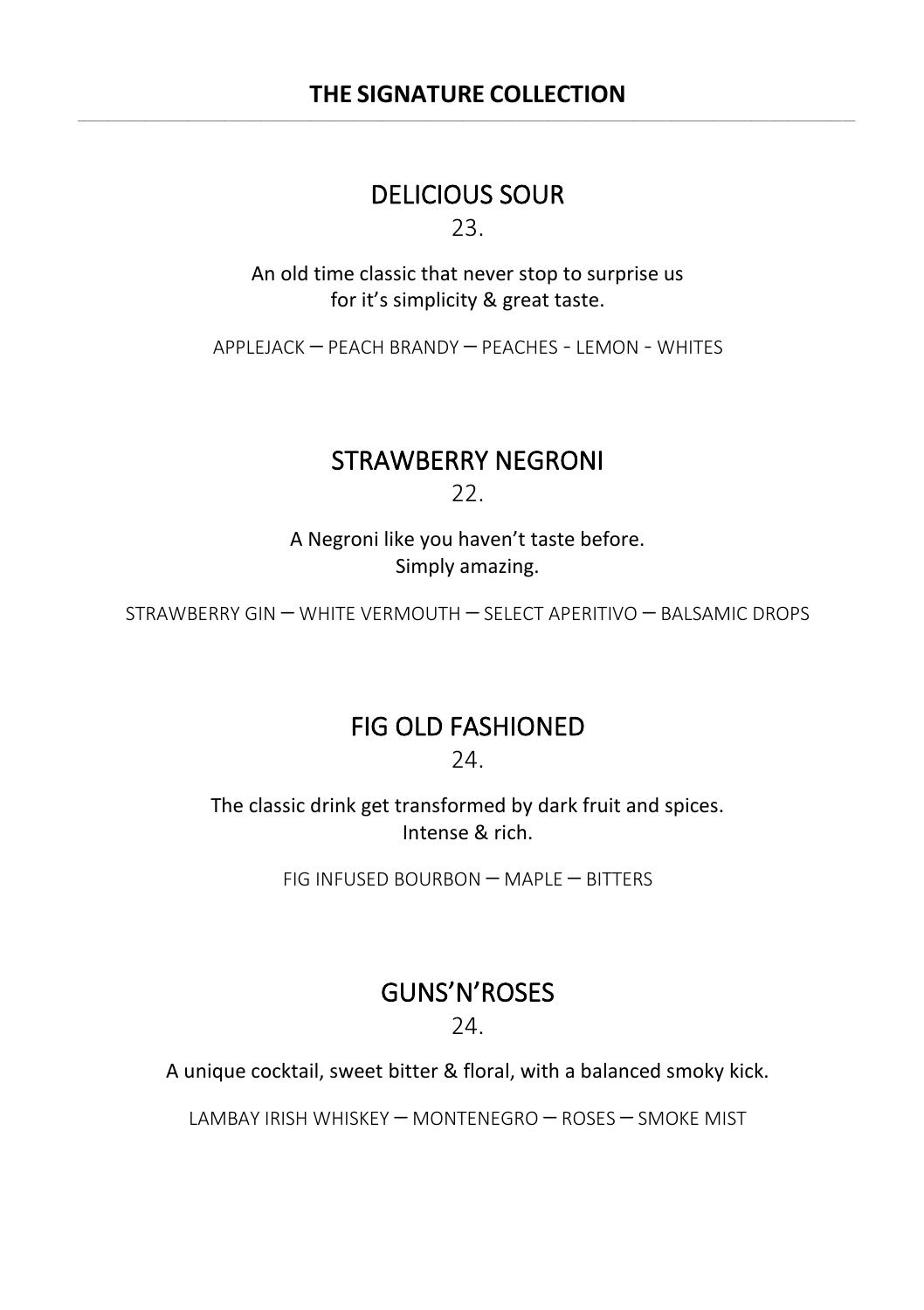## THE SIGNATURE COLLECTION

---

### DELICIOUS SOUR

23.

An old time classic that never stop to surprise us
for it's simplicity & great taste.

APPLEJACK – PEACH BRANDY – PEACHES - LEMON - WHITES

### STRAWBERRY NEGRONI

22.

A Negroni like you haven't taste before.
Simply amazing.

STRAWBERRY GIN – WHITE VERMOUTH – SELECT APERITIVO – BALSAMIC DROPS

### FIG OLD FASHIONED

24.

The classic drink get transformed by dark fruit and spices.
Intense & rich.

FIG INFUSED BOURBON – MAPLE – BITTERS

### GUNS'N'ROSES

24.

A unique cocktail, sweet bitter & floral, with a balanced smoky kick.

LAMBAY IRISH WHISKEY – MONTENEGRO – ROSES – SMOKE MIST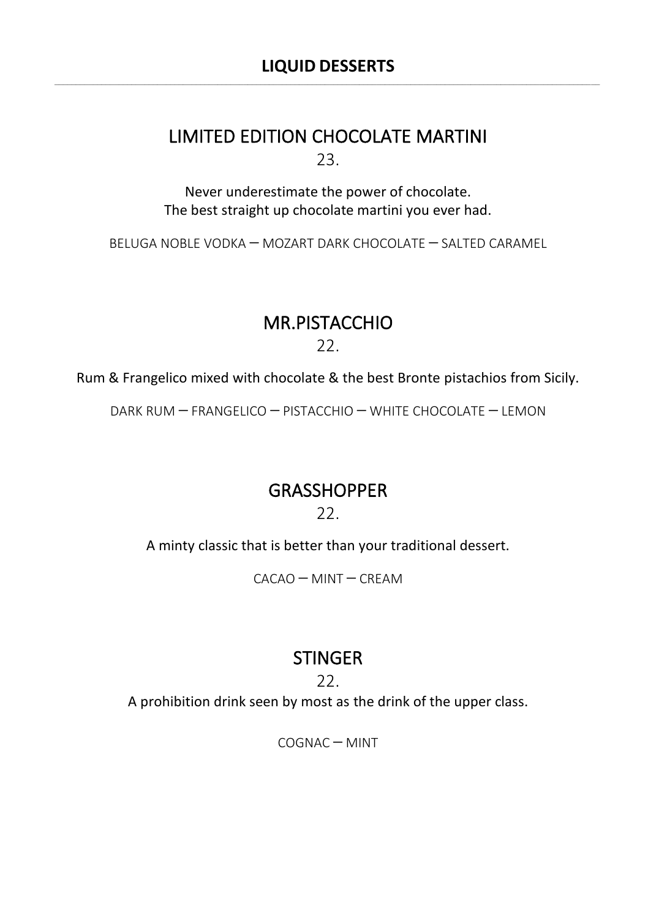## LIQUID DESSERTS

---

### LIMITED EDITION CHOCOLATE MARTINI

23.

Never underestimate the power of chocolate.
The best straight up chocolate martini you ever had.

BELUGA NOBLE VODKA – MOZART DARK CHOCOLATE – SALTED CARAMEL

### MR.PISTACCHIO

22.

Rum & Frangelico mixed with chocolate & the best Bronte pistachios from Sicily.

DARK RUM – FRANGELICO – PISTACCHIO – WHITE CHOCOLATE – LEMON

### GRASSHOPPER

22.

A minty classic that is better than your traditional dessert.

CACAO – MINT – CREAM

### STINGER

22.

A prohibition drink seen by most as the drink of the upper class.

COGNAC – MINT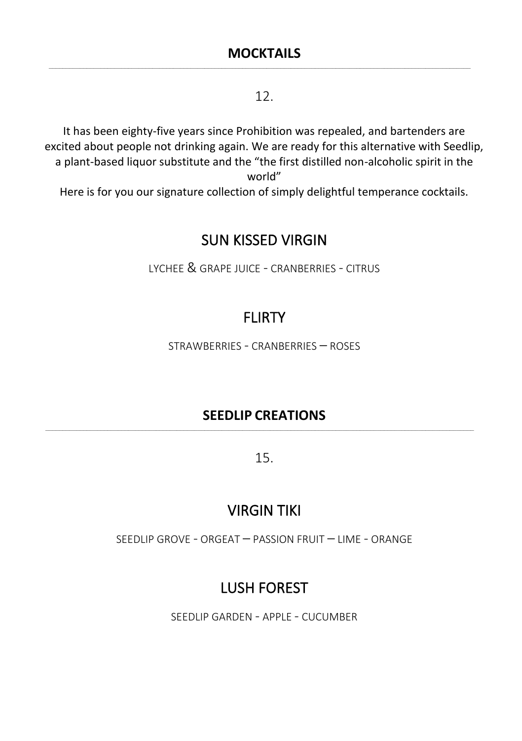## MOCKTAILS

12.

It has been eighty-five years since Prohibition was repealed, and bartenders are excited about people not drinking again. We are ready for this alternative with Seedlip, a plant-based liquor substitute and the "the first distilled non-alcoholic spirit in the world"

Here is for you our signature collection of simply delightful temperance cocktails.

### SUN KISSED VIRGIN

LYCHEE & GRAPE JUICE - CRANBERRIES - CITRUS

### FLIRTY

STRAWBERRIES - CRANBERRIES – ROSES

## SEEDLIP CREATIONS

15.

### VIRGIN TIKI

SEEDLIP GROVE - ORGEAT – PASSION FRUIT – LIME - ORANGE

### LUSH FOREST

SEEDLIP GARDEN - APPLE - CUCUMBER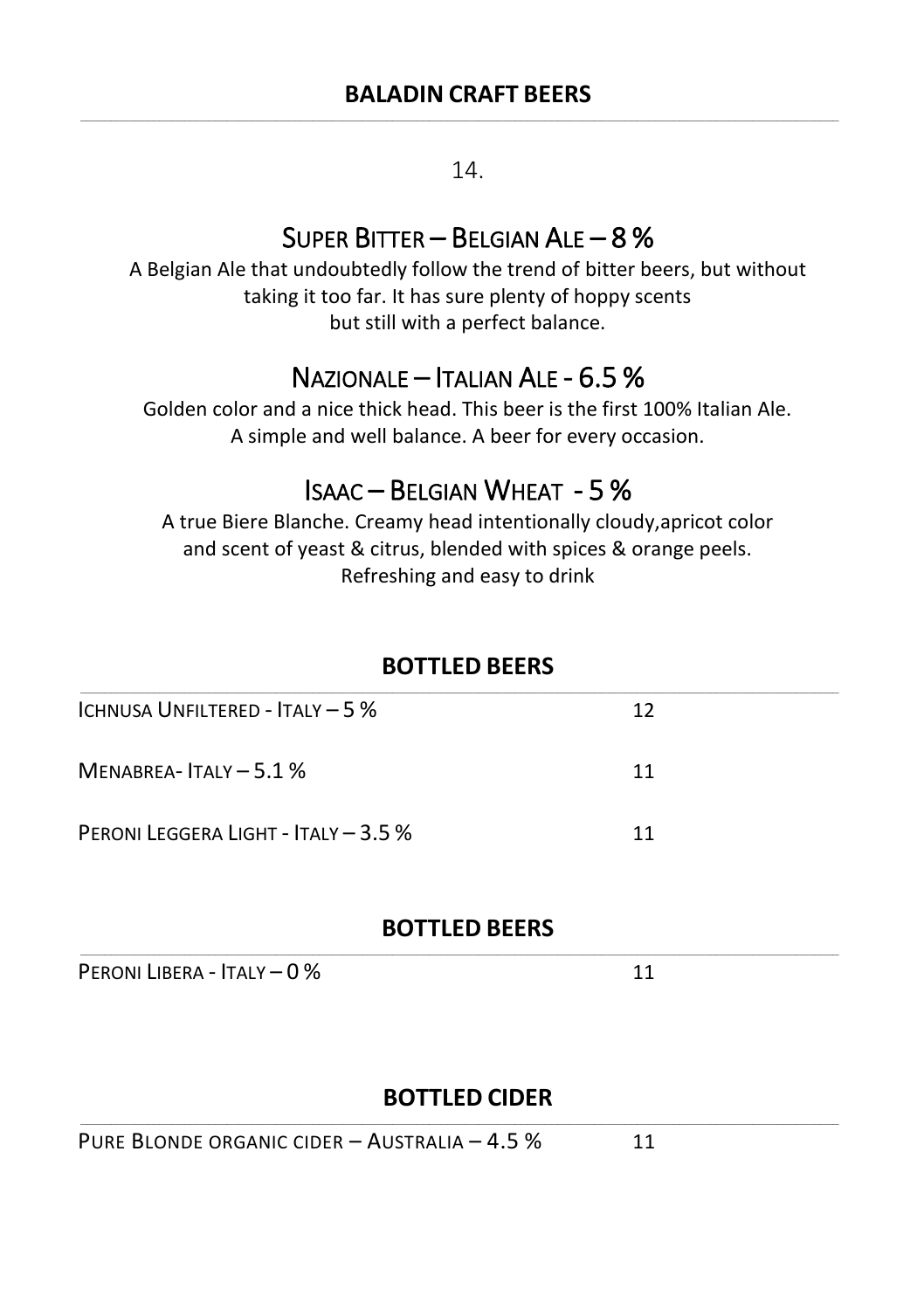## BALADIN CRAFT BEERS

14.

### SUPER BITTER – BELGIAN ALE – 8 %

A Belgian Ale that undoubtedly follow the trend of bitter beers, but without taking it too far. It has sure plenty of hoppy scents but still with a perfect balance.

### NAZIONALE – ITALIAN ALE - 6.5 %

Golden color and a nice thick head. This beer is the first 100% Italian Ale. A simple and well balance. A beer for every occasion.

### ISAAC – BELGIAN WHEAT - 5 %

A true Biere Blanche. Creamy head intentionally cloudy,apricot color and scent of yeast & citrus, blended with spices & orange peels. Refreshing and easy to drink

## BOTTLED BEERS

| | |
|---|---|
| ICHNUSA UNFILTERED - ITALY – 5 % | 12 |
| MENABREA- ITALY – 5.1 % | 11 |
| PERONI LEGGERA LIGHT - ITALY – 3.5 % | 11 |

## BOTTLED BEERS

| | |
|---|---|
| PERONI LIBERA - ITALY – 0 % | 11 |

## BOTTLED CIDER

| | |
|---|---|
| PURE BLONDE ORGANIC CIDER – AUSTRALIA – 4.5 % | 11 |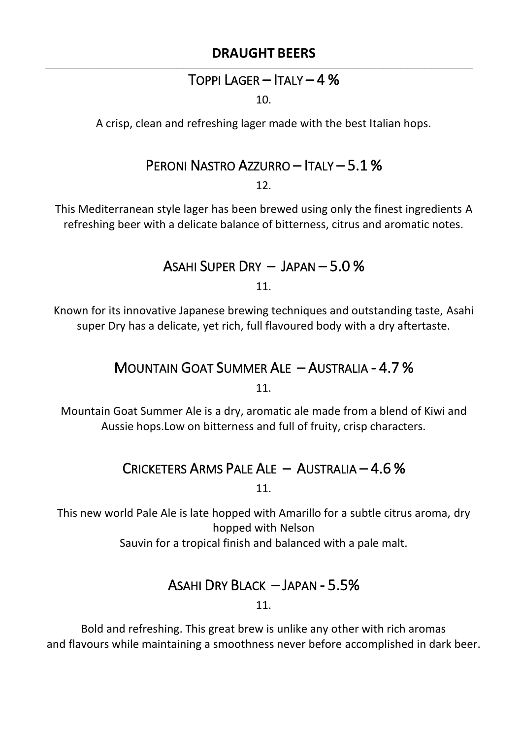## DRAUGHT BEERS

### TOPPI LAGER – ITALY – 4 %

10.

A crisp, clean and refreshing lager made with the best Italian hops.

### PERONI NASTRO AZZURRO – ITALY – 5.1 %

12.

This Mediterranean style lager has been brewed using only the finest ingredients A refreshing beer with a delicate balance of bitterness, citrus and aromatic notes.

### ASAHI SUPER DRY – JAPAN – 5.0 %

11.

Known for its innovative Japanese brewing techniques and outstanding taste, Asahi super Dry has a delicate, yet rich, full flavoured body with a dry aftertaste.

### MOUNTAIN GOAT SUMMER ALE – AUSTRALIA - 4.7 %

11.

Mountain Goat Summer Ale is a dry, aromatic ale made from a blend of Kiwi and Aussie hops.Low on bitterness and full of fruity, crisp characters.

### CRICKETERS ARMS PALE ALE – AUSTRALIA – 4.6 %

11.

This new world Pale Ale is late hopped with Amarillo for a subtle citrus aroma, dry hopped with Nelson
Sauvin for a tropical finish and balanced with a pale malt.

### ASAHI DRY BLACK – JAPAN - 5.5%

11.

Bold and refreshing. This great brew is unlike any other with rich aromas and flavours while maintaining a smoothness never before accomplished in dark beer.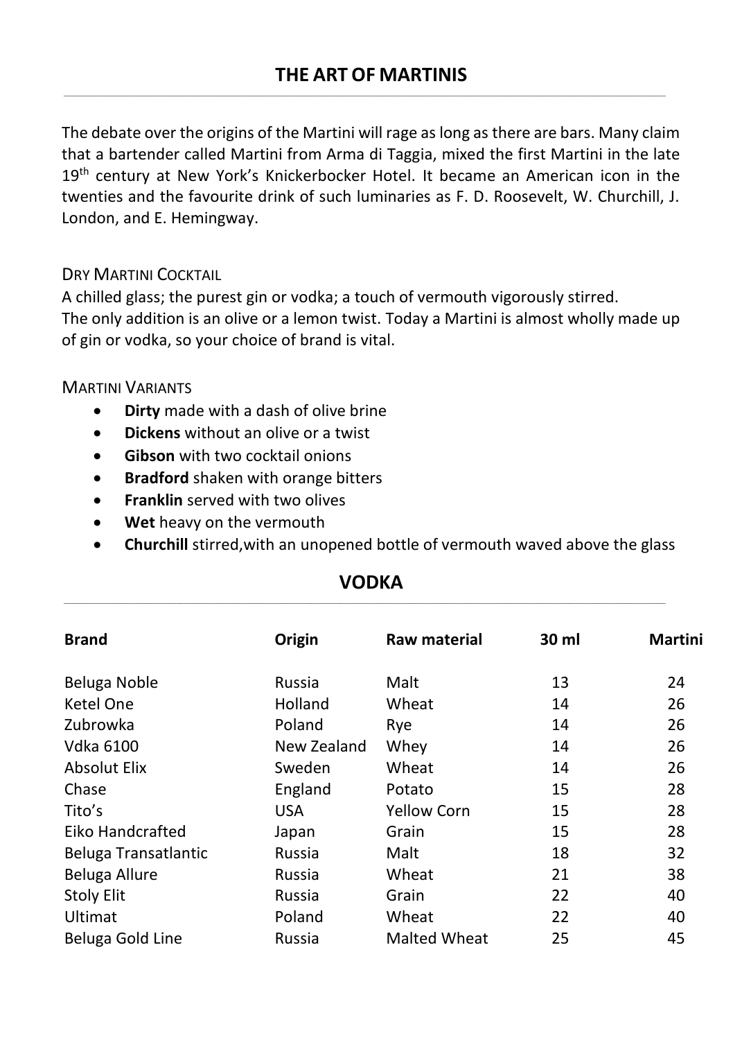## THE ART OF MARTINIS

The debate over the origins of the Martini will rage as long as there are bars. Many claim that a bartender called Martini from Arma di Taggia, mixed the first Martini in the late 19th century at New York's Knickerbocker Hotel. It became an American icon in the twenties and the favourite drink of such luminaries as F. D. Roosevelt, W. Churchill, J. London, and E. Hemingway.

### DRY MARTINI COCKTAIL

A chilled glass; the purest gin or vodka; a touch of vermouth vigorously stirred.
The only addition is an olive or a lemon twist. Today a Martini is almost wholly made up of gin or vodka, so your choice of brand is vital.

### MARTINI VARIANTS

- **Dirty** made with a dash of olive brine
- **Dickens** without an olive or a twist
- **Gibson** with two cocktail onions
- **Bradford** shaken with orange bitters
- **Franklin** served with two olives
- **Wet** heavy on the vermouth
- **Churchill** stirred,with an unopened bottle of vermouth waved above the glass

## VODKA

| Brand | Origin | Raw material | 30 ml | Martini |
|---|---|---|---|---|
| Beluga Noble | Russia | Malt | 13 | 24 |
| Ketel One | Holland | Wheat | 14 | 26 |
| Zubrowka | Poland | Rye | 14 | 26 |
| Vdka 6100 | New Zealand | Whey | 14 | 26 |
| Absolut Elix | Sweden | Wheat | 14 | 26 |
| Chase | England | Potato | 15 | 28 |
| Tito's | USA | Yellow Corn | 15 | 28 |
| Eiko Handcrafted | Japan | Grain | 15 | 28 |
| Beluga Transatlantic | Russia | Malt | 18 | 32 |
| Beluga Allure | Russia | Wheat | 21 | 38 |
| Stoly Elit | Russia | Grain | 22 | 40 |
| Ultimat | Poland | Wheat | 22 | 40 |
| Beluga Gold Line | Russia | Malted Wheat | 25 | 45 |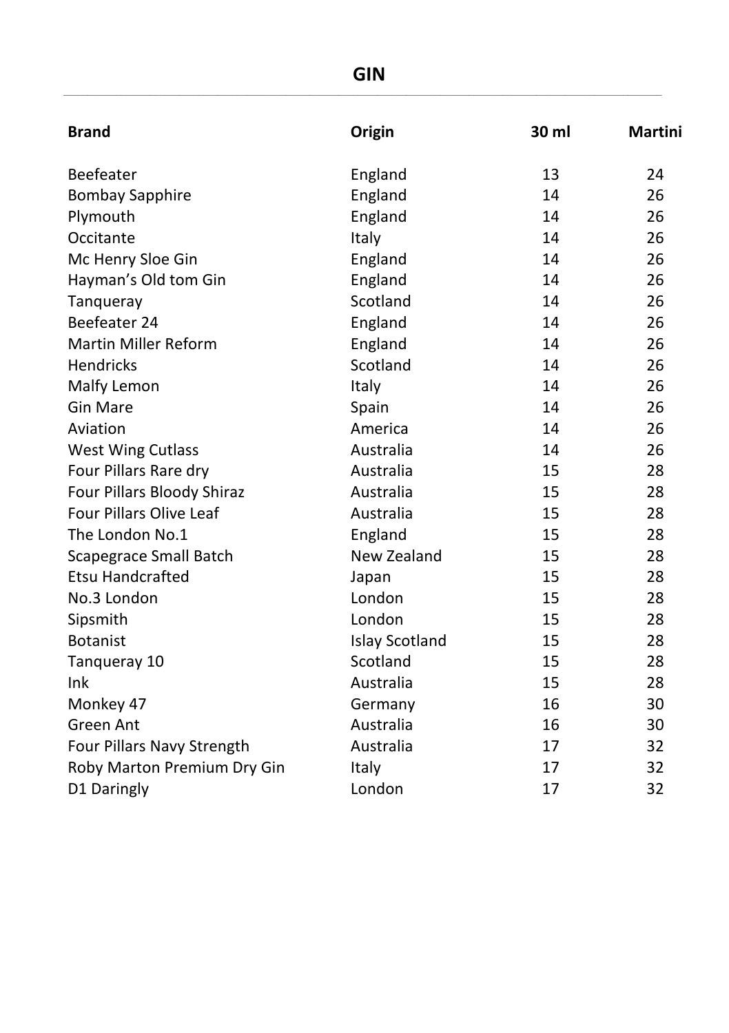# GIN

| Brand | Origin | 30 ml | Martini |
|---|---|---|---|
| Beefeater | England | 13 | 24 |
| Bombay Sapphire | England | 14 | 26 |
| Plymouth | England | 14 | 26 |
| Occitante | Italy | 14 | 26 |
| Mc Henry Sloe Gin | England | 14 | 26 |
| Hayman's Old tom Gin | England | 14 | 26 |
| Tanqueray | Scotland | 14 | 26 |
| Beefeater 24 | England | 14 | 26 |
| Martin Miller Reform | England | 14 | 26 |
| Hendricks | Scotland | 14 | 26 |
| Malfy Lemon | Italy | 14 | 26 |
| Gin Mare | Spain | 14 | 26 |
| Aviation | America | 14 | 26 |
| West Wing Cutlass | Australia | 14 | 26 |
| Four Pillars Rare dry | Australia | 15 | 28 |
| Four Pillars Bloody Shiraz | Australia | 15 | 28 |
| Four Pillars Olive Leaf | Australia | 15 | 28 |
| The London No.1 | England | 15 | 28 |
| Scapegrace Small Batch | New Zealand | 15 | 28 |
| Etsu Handcrafted | Japan | 15 | 28 |
| No.3 London | London | 15 | 28 |
| Sipsmith | London | 15 | 28 |
| Botanist | Islay Scotland | 15 | 28 |
| Tanqueray 10 | Scotland | 15 | 28 |
| Ink | Australia | 15 | 28 |
| Monkey 47 | Germany | 16 | 30 |
| Green Ant | Australia | 16 | 30 |
| Four Pillars Navy Strength | Australia | 17 | 32 |
| Roby Marton Premium Dry Gin | Italy | 17 | 32 |
| D1 Daringly | London | 17 | 32 |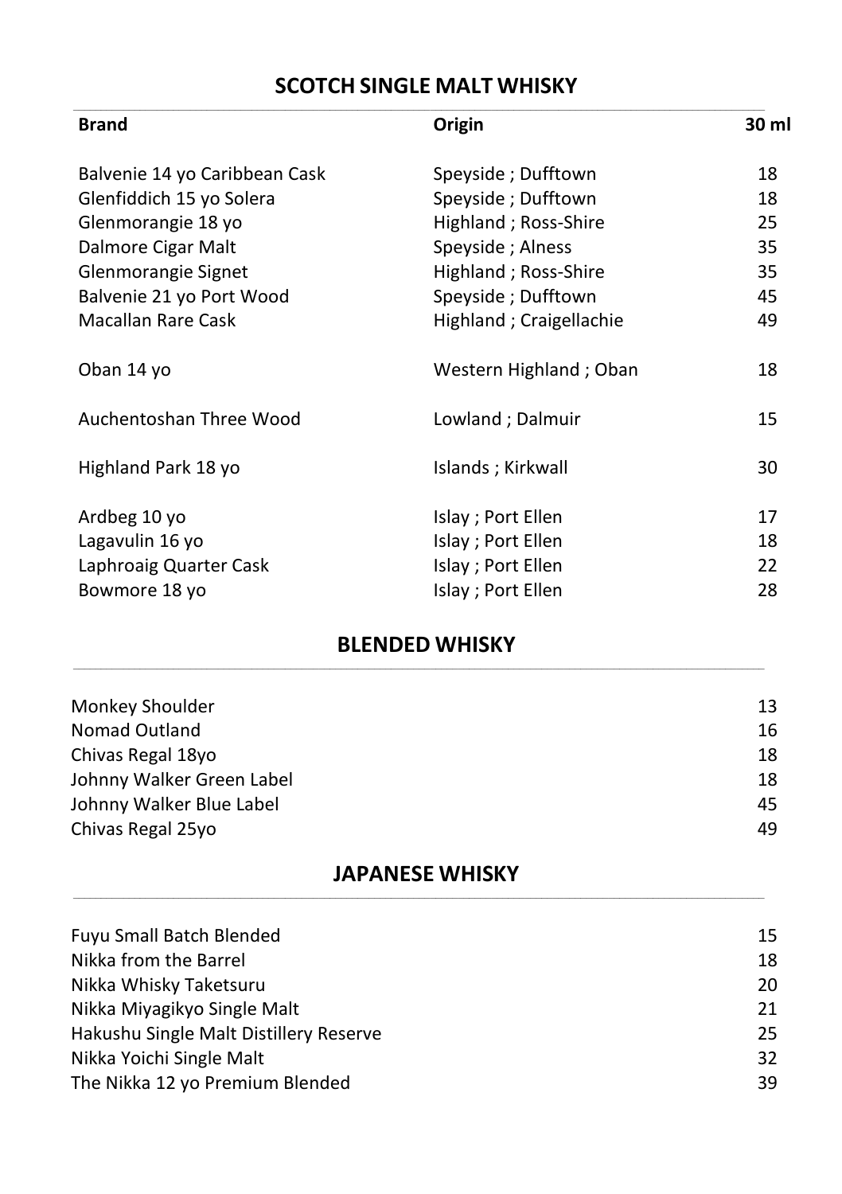## SCOTCH SINGLE MALT WHISKY

| Brand | Origin | 30 ml |
| --- | --- | --- |
| Balvenie 14 yo Caribbean Cask | Speyside ; Dufftown | 18 |
| Glenfiddich 15 yo Solera | Speyside ; Dufftown | 18 |
| Glenmorangie 18 yo | Highland ; Ross-Shire | 25 |
| Dalmore Cigar Malt | Speyside ; Alness | 35 |
| Glenmorangie Signet | Highland ; Ross-Shire | 35 |
| Balvenie 21 yo Port Wood | Speyside ; Dufftown | 45 |
| Macallan Rare Cask | Highland ; Craigellachie | 49 |
| Oban 14 yo | Western Highland ; Oban | 18 |
| Auchentoshan Three Wood | Lowland ; Dalmuir | 15 |
| Highland Park 18 yo | Islands ; Kirkwall | 30 |
| Ardbeg 10 yo | Islay ; Port Ellen | 17 |
| Lagavulin 16 yo | Islay ; Port Ellen | 18 |
| Laphroaig Quarter Cask | Islay ; Port Ellen | 22 |
| Bowmore 18 yo | Islay ; Port Ellen | 28 |

## BLENDED WHISKY

| | |
| --- | --- |
| Monkey Shoulder | 13 |
| Nomad Outland | 16 |
| Chivas Regal 18yo | 18 |
| Johnny Walker Green Label | 18 |
| Johnny Walker Blue Label | 45 |
| Chivas Regal 25yo | 49 |

## JAPANESE WHISKY

| | |
| --- | --- |
| Fuyu Small Batch Blended | 15 |
| Nikka from the Barrel | 18 |
| Nikka Whisky Taketsuru | 20 |
| Nikka Miyagikyo Single Malt | 21 |
| Hakushu Single Malt Distillery Reserve | 25 |
| Nikka Yoichi Single Malt | 32 |
| The Nikka 12 yo Premium Blended | 39 |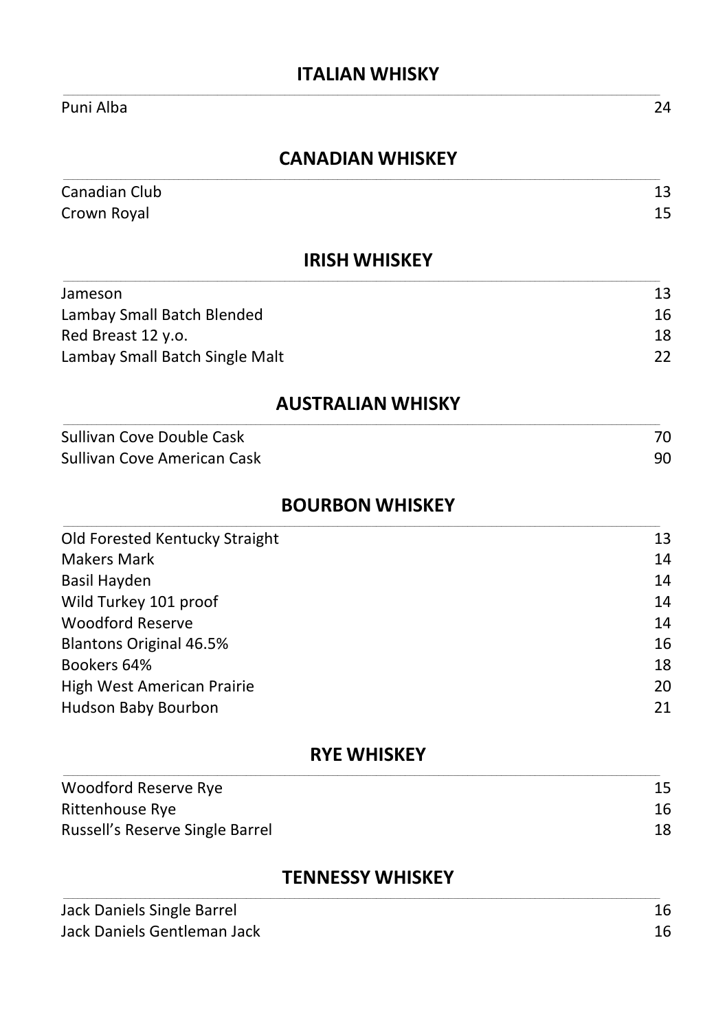## ITALIAN WHISKY

| | |
|---|---|
| Puni Alba | 24 |

## CANADIAN WHISKEY

| | |
|---|---|
| Canadian Club | 13 |
| Crown Royal | 15 |

## IRISH WHISKEY

| | |
|---|---|
| Jameson | 13 |
| Lambay Small Batch Blended | 16 |
| Red Breast 12 y.o. | 18 |
| Lambay Small Batch Single Malt | 22 |

## AUSTRALIAN WHISKY

| | |
|---|---|
| Sullivan Cove Double Cask | 70 |
| Sullivan Cove American Cask | 90 |

## BOURBON WHISKEY

| | |
|---|---|
| Old Forested Kentucky Straight | 13 |
| Makers Mark | 14 |
| Basil Hayden | 14 |
| Wild Turkey 101 proof | 14 |
| Woodford Reserve | 14 |
| Blantons Original 46.5% | 16 |
| Bookers 64% | 18 |
| High West American Prairie | 20 |
| Hudson Baby Bourbon | 21 |

## RYE WHISKEY

| | |
|---|---|
| Woodford Reserve Rye | 15 |
| Rittenhouse Rye | 16 |
| Russell's Reserve Single Barrel | 18 |

## TENNESSY WHISKEY

| | |
|---|---|
| Jack Daniels Single Barrel | 16 |
| Jack Daniels Gentleman Jack | 16 |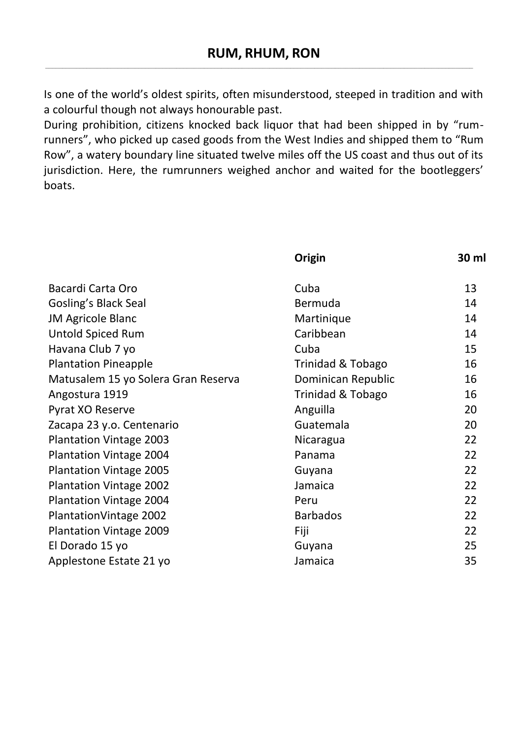# RUM, RHUM, RON

Is one of the world's oldest spirits, often misunderstood, steeped in tradition and with a colourful though not always honourable past.
During prohibition, citizens knocked back liquor that had been shipped in by "rum-runners", who picked up cased goods from the West Indies and shipped them to "Rum Row", a watery boundary line situated twelve miles off the US coast and thus out of its jurisdiction. Here, the rumrunners weighed anchor and waited for the bootleggers' boats.

| | Origin | 30 ml |
|---|---|---|
| Bacardi Carta Oro | Cuba | 13 |
| Gosling's Black Seal | Bermuda | 14 |
| JM Agricole Blanc | Martinique | 14 |
| Untold Spiced Rum | Caribbean | 14 |
| Havana Club 7 yo | Cuba | 15 |
| Plantation Pineapple | Trinidad & Tobago | 16 |
| Matusalem 15 yo Solera Gran Reserva | Dominican Republic | 16 |
| Angostura 1919 | Trinidad & Tobago | 16 |
| Pyrat XO Reserve | Anguilla | 20 |
| Zacapa 23 y.o. Centenario | Guatemala | 20 |
| Plantation Vintage 2003 | Nicaragua | 22 |
| Plantation Vintage 2004 | Panama | 22 |
| Plantation Vintage 2005 | Guyana | 22 |
| Plantation Vintage 2002 | Jamaica | 22 |
| Plantation Vintage 2004 | Peru | 22 |
| PlantationVintage 2002 | Barbados | 22 |
| Plantation Vintage 2009 | Fiji | 22 |
| El Dorado 15 yo | Guyana | 25 |
| Applestone Estate 21 yo | Jamaica | 35 |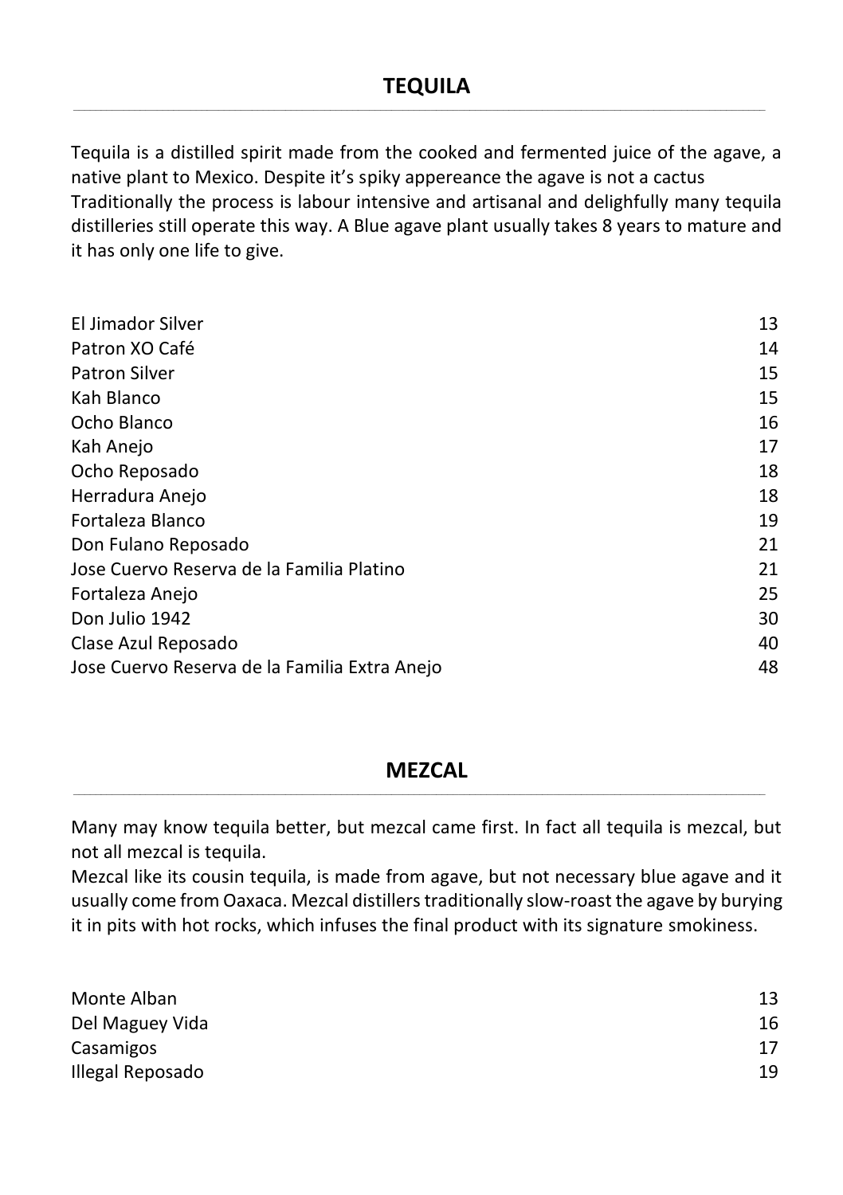## TEQUILA

Tequila is a distilled spirit made from the cooked and fermented juice of the agave, a native plant to Mexico. Despite it's spiky appereance the agave is not a cactus
Traditionally the process is labour intensive and artisanal and delighfully many tequila distilleries still operate this way. A Blue agave plant usually takes 8 years to mature and it has only one life to give.

| | |
|---|---|
| El Jimador Silver | 13 |
| Patron XO Café | 14 |
| Patron Silver | 15 |
| Kah Blanco | 15 |
| Ocho Blanco | 16 |
| Kah Anejo | 17 |
| Ocho Reposado | 18 |
| Herradura Anejo | 18 |
| Fortaleza Blanco | 19 |
| Don Fulano Reposado | 21 |
| Jose Cuervo Reserva de la Familia Platino | 21 |
| Fortaleza Anejo | 25 |
| Don Julio 1942 | 30 |
| Clase Azul Reposado | 40 |
| Jose Cuervo Reserva de la Familia Extra Anejo | 48 |

## MEZCAL

Many may know tequila better, but mezcal came first. In fact all tequila is mezcal, but not all mezcal is tequila.
Mezcal like its cousin tequila, is made from agave, but not necessary blue agave and it usually come from Oaxaca. Mezcal distillers traditionally slow-roast the agave by burying it in pits with hot rocks, which infuses the final product with its signature smokiness.

| | |
|---|---|
| Monte Alban | 13 |
| Del Maguey Vida | 16 |
| Casamigos | 17 |
| Illegal Reposado | 19 |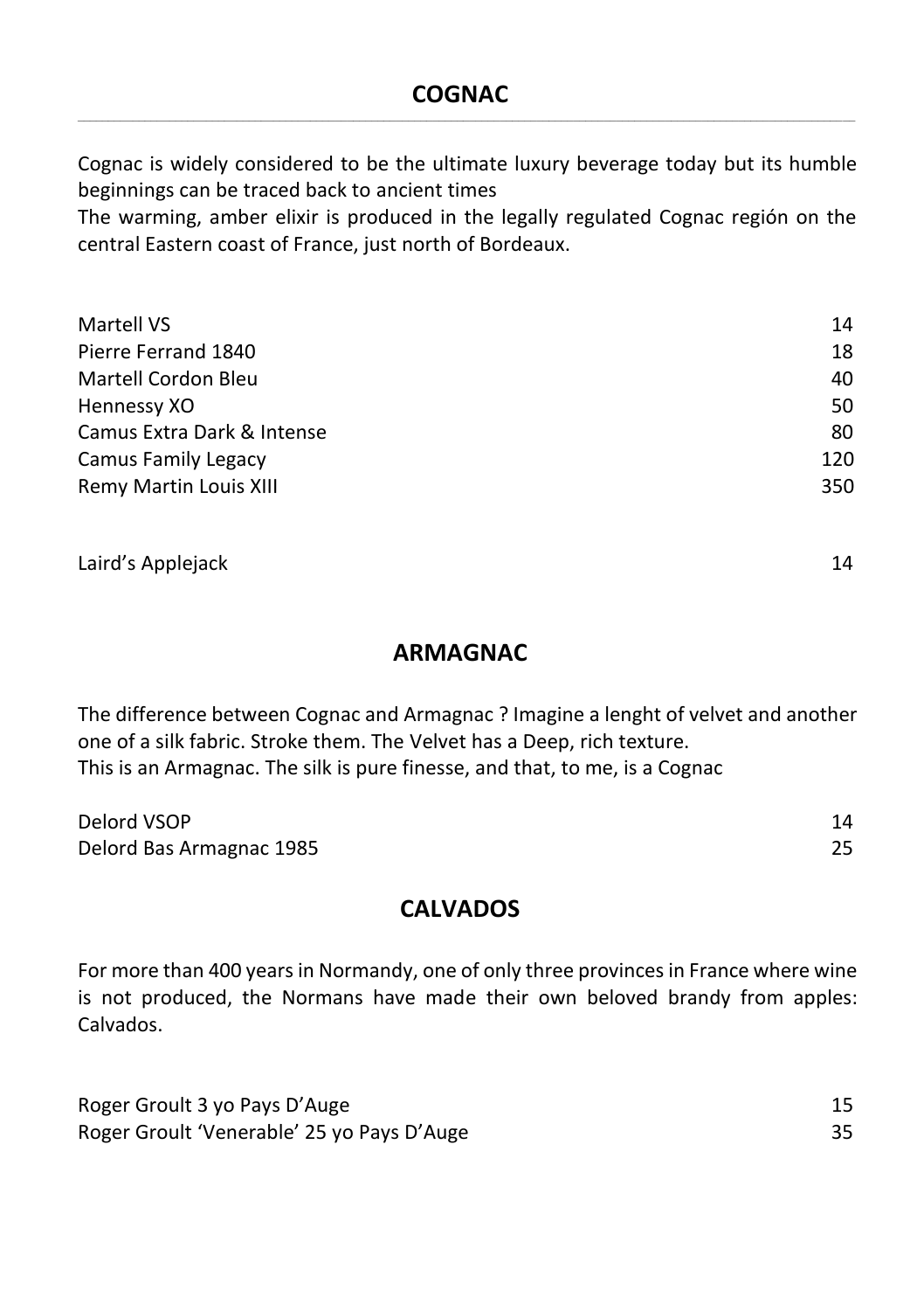## COGNAC

Cognac is widely considered to be the ultimate luxury beverage today but its humble beginnings can be traced back to ancient times
The warming, amber elixir is produced in the legally regulated Cognac región on the central Eastern coast of France, just north of Bordeaux.

| | |
|---|---|
| Martell VS | 14 |
| Pierre Ferrand 1840 | 18 |
| Martell Cordon Bleu | 40 |
| Hennessy XO | 50 |
| Camus Extra Dark & Intense | 80 |
| Camus Family Legacy | 120 |
| Remy Martin Louis XIII | 350 |

| | |
|---|---|
| Laird's Applejack | 14 |

## ARMAGNAC

The difference between Cognac and Armagnac ? Imagine a lenght of velvet and another one of a silk fabric. Stroke them. The Velvet has a Deep, rich texture.
This is an Armagnac. The silk is pure finesse, and that, to me, is a Cognac

| | |
|---|---|
| Delord VSOP | 14 |
| Delord Bas Armagnac 1985 | 25 |

## CALVADOS

For more than 400 years in Normandy, one of only three provinces in France where wine is not produced, the Normans have made their own beloved brandy from apples: Calvados.

| | |
|---|---|
| Roger Groult 3 yo Pays D'Auge | 15 |
| Roger Groult 'Venerable' 25 yo Pays D'Auge | 35 |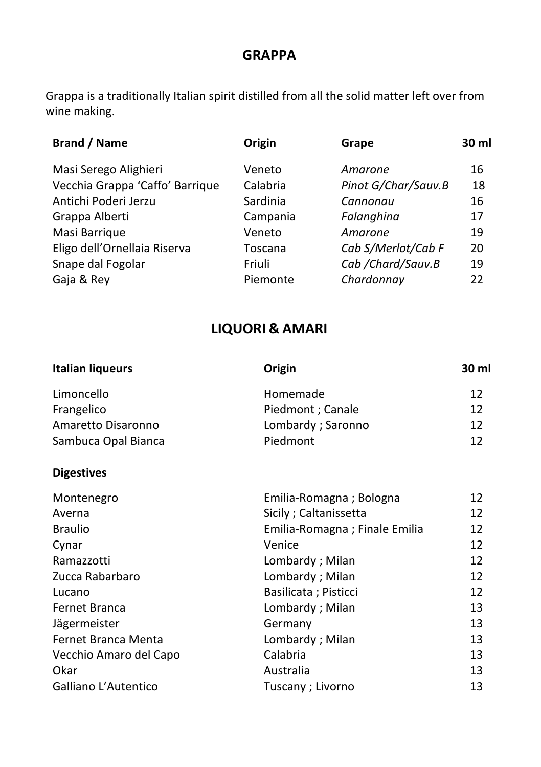## GRAPPA

Grappa is a traditionally Italian spirit distilled from all the solid matter left over from wine making.

| Brand / Name | Origin | Grape | 30 ml |
|---|---|---|---|
| Masi Serego Alighieri | Veneto | *Amarone* | 16 |
| Vecchia Grappa 'Caffo' Barrique | Calabria | *Pinot G/Char/Sauv.B* | 18 |
| Antichi Poderi Jerzu | Sardinia | *Cannonau* | 16 |
| Grappa Alberti | Campania | *Falanghina* | 17 |
| Masi Barrique | Veneto | *Amarone* | 19 |
| Eligo dell'Ornellaia Riserva | Toscana | *Cab S/Merlot/Cab F* | 20 |
| Snape dal Fogolar | Friuli | *Cab /Chard/Sauv.B* | 19 |
| Gaja & Rey | Piemonte | *Chardonnay* | 22 |

## LIQUORI & AMARI

| Italian liqueurs | Origin | 30 ml |
|---|---|---|
| Limoncello | Homemade | 12 |
| Frangelico | Piedmont ; Canale | 12 |
| Amaretto Disaronno | Lombardy ; Saronno | 12 |
| Sambuca Opal Bianca | Piedmont | 12 |
| **Digestives** | | |
| Montenegro | Emilia-Romagna ; Bologna | 12 |
| Averna | Sicily ; Caltanissetta | 12 |
| Braulio | Emilia-Romagna ; Finale Emilia | 12 |
| Cynar | Venice | 12 |
| Ramazzotti | Lombardy ; Milan | 12 |
| Zucca Rabarbaro | Lombardy ; Milan | 12 |
| Lucano | Basilicata ; Pisticci | 12 |
| Fernet Branca | Lombardy ; Milan | 13 |
| Jägermeister | Germany | 13 |
| Fernet Branca Menta | Lombardy ; Milan | 13 |
| Vecchio Amaro del Capo | Calabria | 13 |
| Okar | Australia | 13 |
| Galliano L'Autentico | Tuscany ; Livorno | 13 |